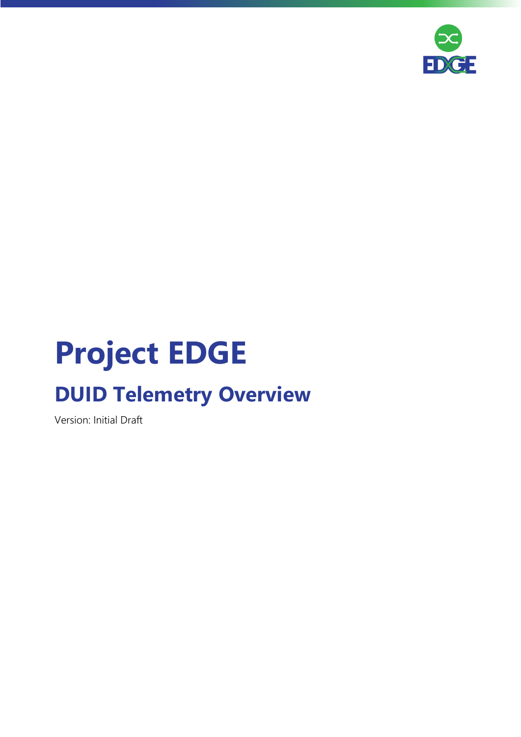# Project EDGE

## DUID Telemetry Overview

Version: Initial Draft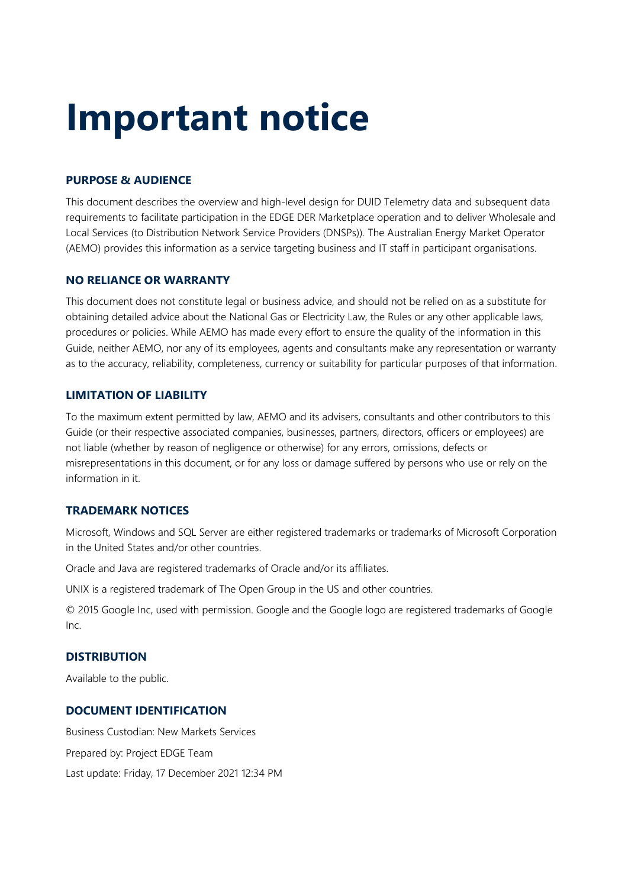# Important notice

### PURPOSE & AUDIENCE

This document describes the overview and high-level design for DUID Telemetry data and subsequent data requirements to facilitate participation in the EDGE DER Marketplace operation and to deliver Wholesale and Local Services (to Distribution Network Service Providers (DNSPs)). The Australian Energy Market Operator (AEMO) provides this information as a service targeting business and IT staff in participant organisations.

### NO RELIANCE OR WARRANTY

This document does not constitute legal or business advice, and should not be relied on as a substitute for obtaining detailed advice about the National Gas or Electricity Law, the Rules or any other applicable laws, procedures or policies. While AEMO has made every effort to ensure the quality of the information in this Guide, neither AEMO, nor any of its employees, agents and consultants make any representation or warranty as to the accuracy, reliability, completeness, currency or suitability for particular purposes of that information.

### LIMITATION OF LIABILITY

To the maximum extent permitted by law, AEMO and its advisers, consultants and other contributors to this Guide (or their respective associated companies, businesses, partners, directors, officers or employees) are not liable (whether by reason of negligence or otherwise) for any errors, omissions, defects or misrepresentations in this document, or for any loss or damage suffered by persons who use or rely on the information in it.

### TRADEMARK NOTICES

Microsoft, Windows and SQL Server are either registered trademarks or trademarks of Microsoft Corporation in the United States and/or other countries.

Oracle and Java are registered trademarks of Oracle and/or its affiliates.

UNIX is a registered trademark of The Open Group in the US and other countries.

© 2015 Google Inc, used with permission. Google and the Google logo are registered trademarks of Google Inc.

### DISTRIBUTION

Available to the public.

### DOCUMENT IDENTIFICATION

Business Custodian: New Markets Services

Prepared by: Project EDGE Team

Last update: Friday, 17 December 2021 12:34 PM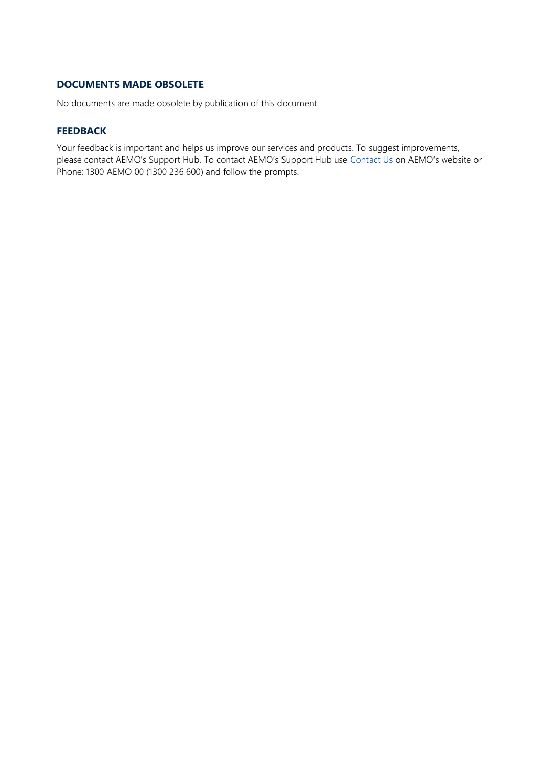## DOCUMENTS MADE OBSOLETE

No documents are made obsolete by publication of this document.

## FEEDBACK

Your feedback is important and helps us improve our services and products. To suggest improvements, please contact AEMO's Support Hub. To contact AEMO's Support Hub use Contact Us on AEMO's website or Phone: 1300 AEMO 00 (1300 236 600) and follow the prompts.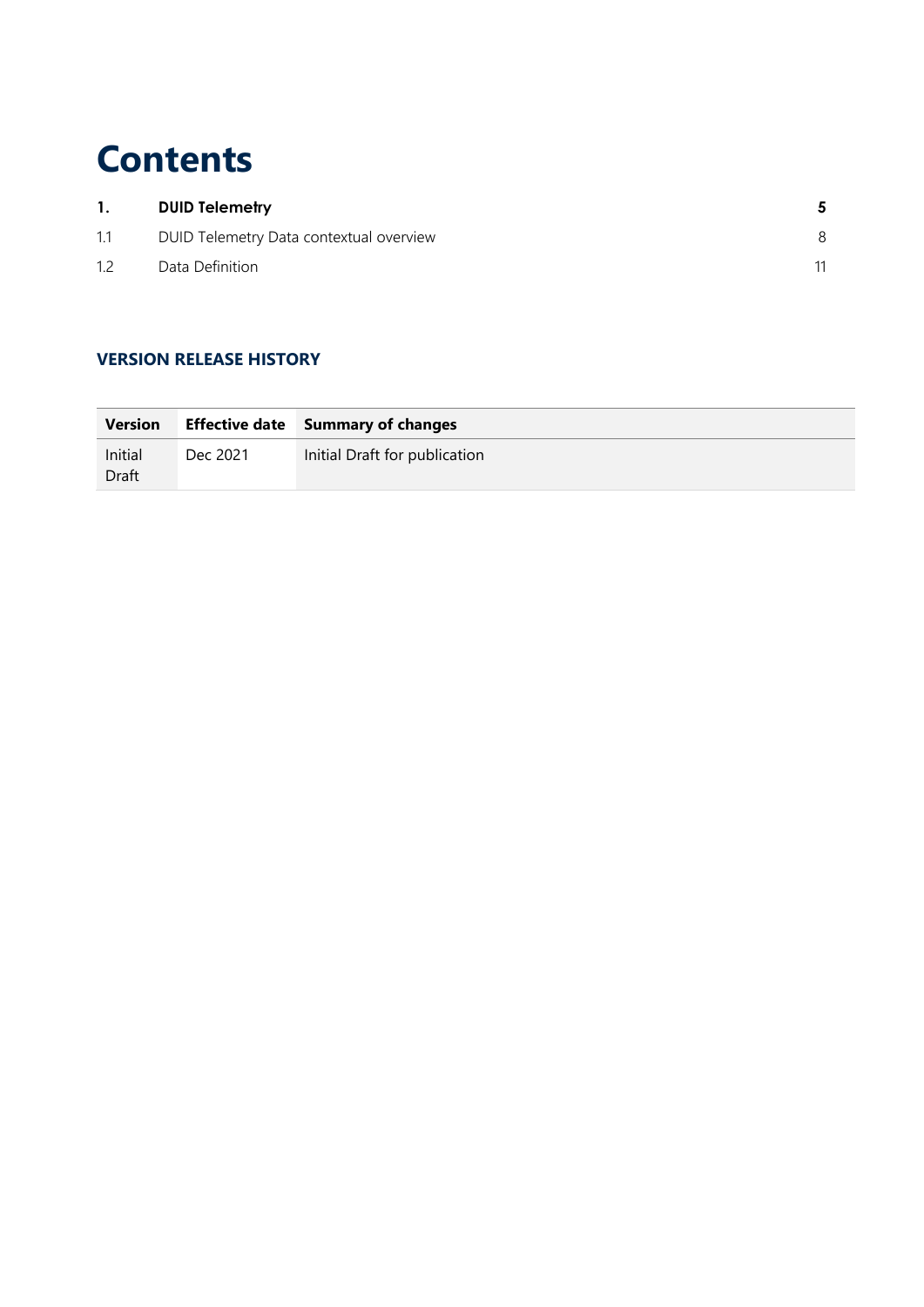# Contents

| | | |
|---|---|---|
| **1.** | **DUID Telemetry** | **5** |
| 1.1 | DUID Telemetry Data contextual overview | 8 |
| 1.2 | Data Definition | 11 |

### VERSION RELEASE HISTORY

| Version | Effective date | Summary of changes |
|---|---|---|
| Initial Draft | Dec 2021 | Initial Draft for publication |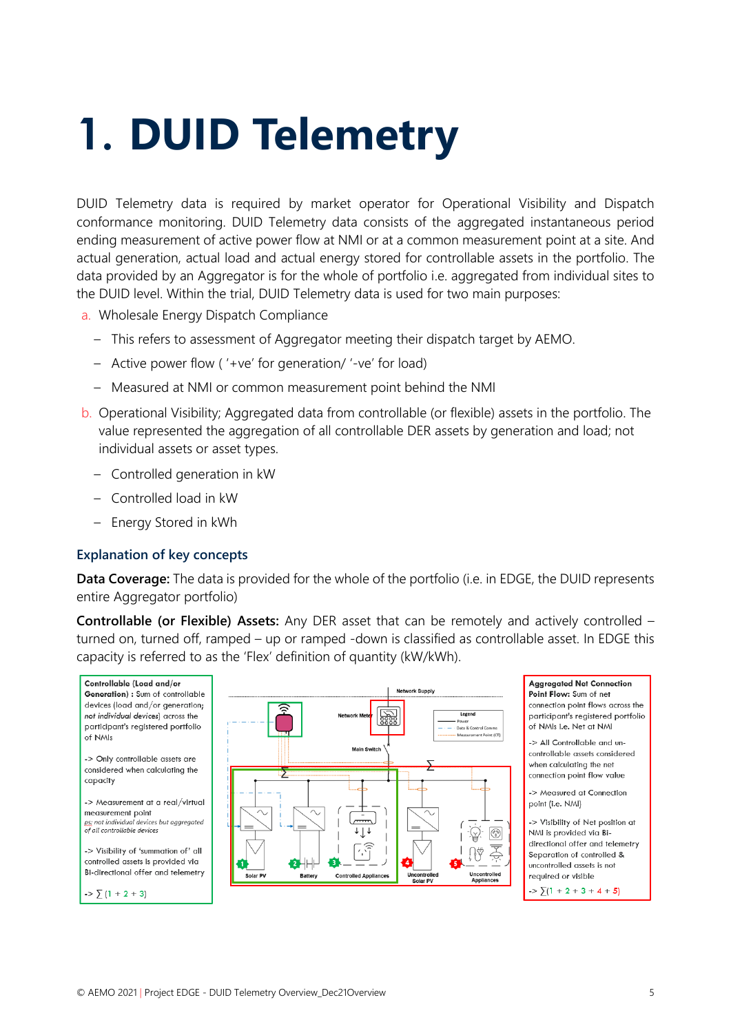# 1. DUID Telemetry

DUID Telemetry data is required by market operator for Operational Visibility and Dispatch conformance monitoring. DUID Telemetry data consists of the aggregated instantaneous period ending measurement of active power flow at NMI or at a common measurement point at a site. And actual generation, actual load and actual energy stored for controllable assets in the portfolio. The data provided by an Aggregator is for the whole of portfolio i.e. aggregated from individual sites to the DUID level. Within the trial, DUID Telemetry data is used for two main purposes:

a. Wholesale Energy Dispatch Compliance
   - This refers to assessment of Aggregator meeting their dispatch target by AEMO.
   - Active power flow ( '+ve' for generation/ '-ve' for load)
   - Measured at NMI or common measurement point behind the NMI

b. Operational Visibility; Aggregated data from controllable (or flexible) assets in the portfolio. The value represented the aggregation of all controllable DER assets by generation and load; not individual assets or asset types.
   - Controlled generation in kW
   - Controlled load in kW
   - Energy Stored in kWh

### Explanation of key concepts

**Data Coverage:** The data is provided for the whole of the portfolio (i.e. in EDGE, the DUID represents entire Aggregator portfolio)

**Controllable (or Flexible) Assets:** Any DER asset that can be remotely and actively controlled – turned on, turned off, ramped – up or ramped -down is classified as controllable asset. In EDGE this capacity is referred to as the 'Flex' definition of quantity (kW/kWh).

**Controllable (Load and/or Generation) :** Sum of controllable devices (load and/or generation; *not individual devices*) across the participant's registered portfolio of NMIs

-> Only controllable assets are considered when calculating the capacity

-> Measurement at a real/virtual measurement point
*ps: not individual devices but aggregated of all controllable devices*

-> Visibility of 'summation of' all controllable assets is provided via Bi-directional offer and telemetry

-> $\sum(1 + 2 + 3)$

Network Supply

Network Meter

Legend: Power; Data & Control Comms; Measurement Point (CT)

Main Switch

Solar PV — Battery — Controlled Appliances — Uncontrolled Solar PV — Uncontrolled Appliances

**Aggregated Net Connection Point Flow:** Sum of net connection point flows across the participant's registered portfolio of NMIs i.e. Net at NMI

-> All Controllable and un-controllable assets considered when calculating the net connection point flow value

-> Measured at Connection point (i.e. NMI)

-> Visibility of Net position at NMI is provided via Bi-directional offer and telemetry Separation of controlled & uncontrolled assets is not required or visible

-> $\sum(1 + 2 + 3 + 4 + 5)$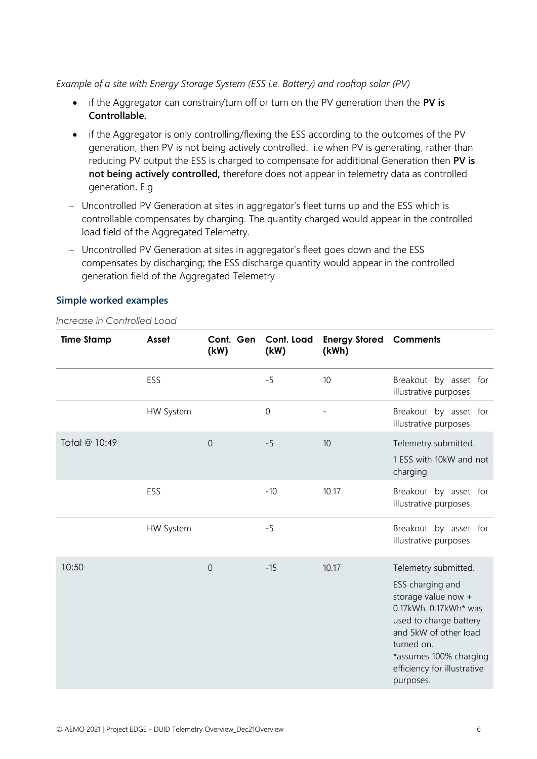*Example of a site with Energy Storage System (ESS i.e. Battery) and rooftop solar (PV)*

- if the Aggregator can constrain/turn off or turn on the PV generation then the **PV is Controllable.**
- if the Aggregator is only controlling/flexing the ESS according to the outcomes of the PV generation, then PV is not being actively controlled. i.e when PV is generating, rather than reducing PV output the ESS is charged to compensate for additional Generation then **PV is not being actively controlled,** therefore does not appear in telemetry data as controlled generation**.** E.g

– Uncontrolled PV Generation at sites in aggregator's fleet turns up and the ESS which is controllable compensates by charging. The quantity charged would appear in the controlled load field of the Aggregated Telemetry.

– Uncontrolled PV Generation at sites in aggregator's fleet goes down and the ESS compensates by discharging; the ESS discharge quantity would appear in the controlled generation field of the Aggregated Telemetry

### Simple worked examples

*Increase in Controlled Load*

| Time Stamp | Asset | Cont. Gen (kW) | Cont. Load (kW) | Energy Stored (kWh) | Comments |
|---|---|---|---|---|---|
| | ESS | | -5 | 10 | Breakout by asset for illustrative purposes |
| | HW System | | 0 | - | Breakout by asset for illustrative purposes |
| Total @ 10:49 | | 0 | -5 | 10 | Telemetry submitted. 1 ESS with 10kW and not charging |
| | ESS | | -10 | 10.17 | Breakout by asset for illustrative purposes |
| | HW System | | -5 | | Breakout by asset for illustrative purposes |
| 10:50 | | 0 | -15 | 10.17 | Telemetry submitted. ESS charging and storage value now + 0.17kWh. 0.17kWh* was used to charge battery and 5kW of other load turned on. *assumes 100% charging efficiency for illustrative purposes. |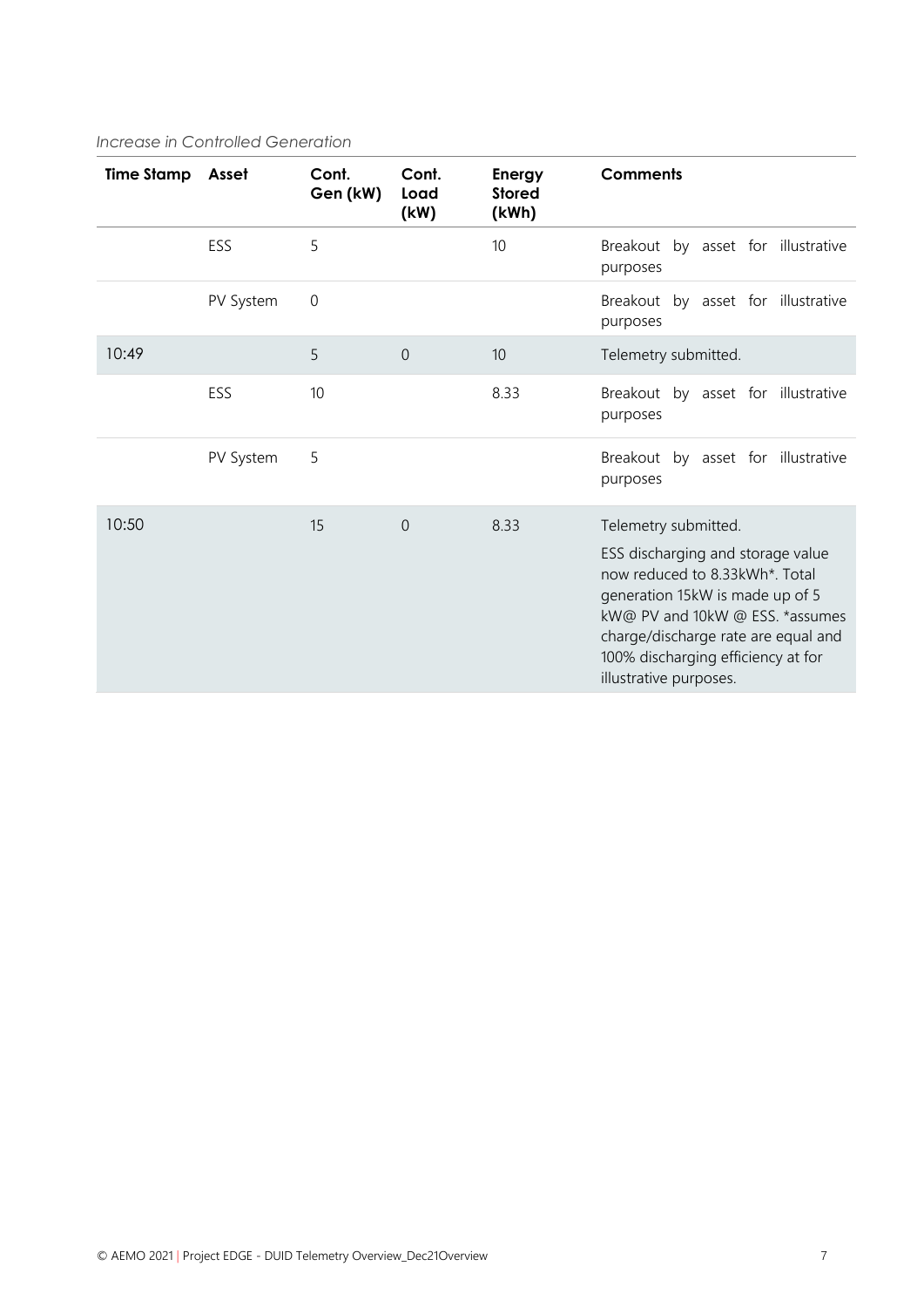*Increase in Controlled Generation*

| Time Stamp | Asset | Cont. Gen (kW) | Cont. Load (kW) | Energy Stored (kWh) | Comments |
|---|---|---|---|---|---|
| | ESS | 5 | | 10 | Breakout by asset for illustrative purposes |
| | PV System | 0 | | | Breakout by asset for illustrative purposes |
| 10:49 | | 5 | 0 | 10 | Telemetry submitted. |
| | ESS | 10 | | 8.33 | Breakout by asset for illustrative purposes |
| | PV System | 5 | | | Breakout by asset for illustrative purposes |
| 10:50 | | 15 | 0 | 8.33 | Telemetry submitted. ESS discharging and storage value now reduced to 8.33kWh*. Total generation 15kW is made up of 5 kW@ PV and 10kW @ ESS. *assumes charge/discharge rate are equal and 100% discharging efficiency at for illustrative purposes. |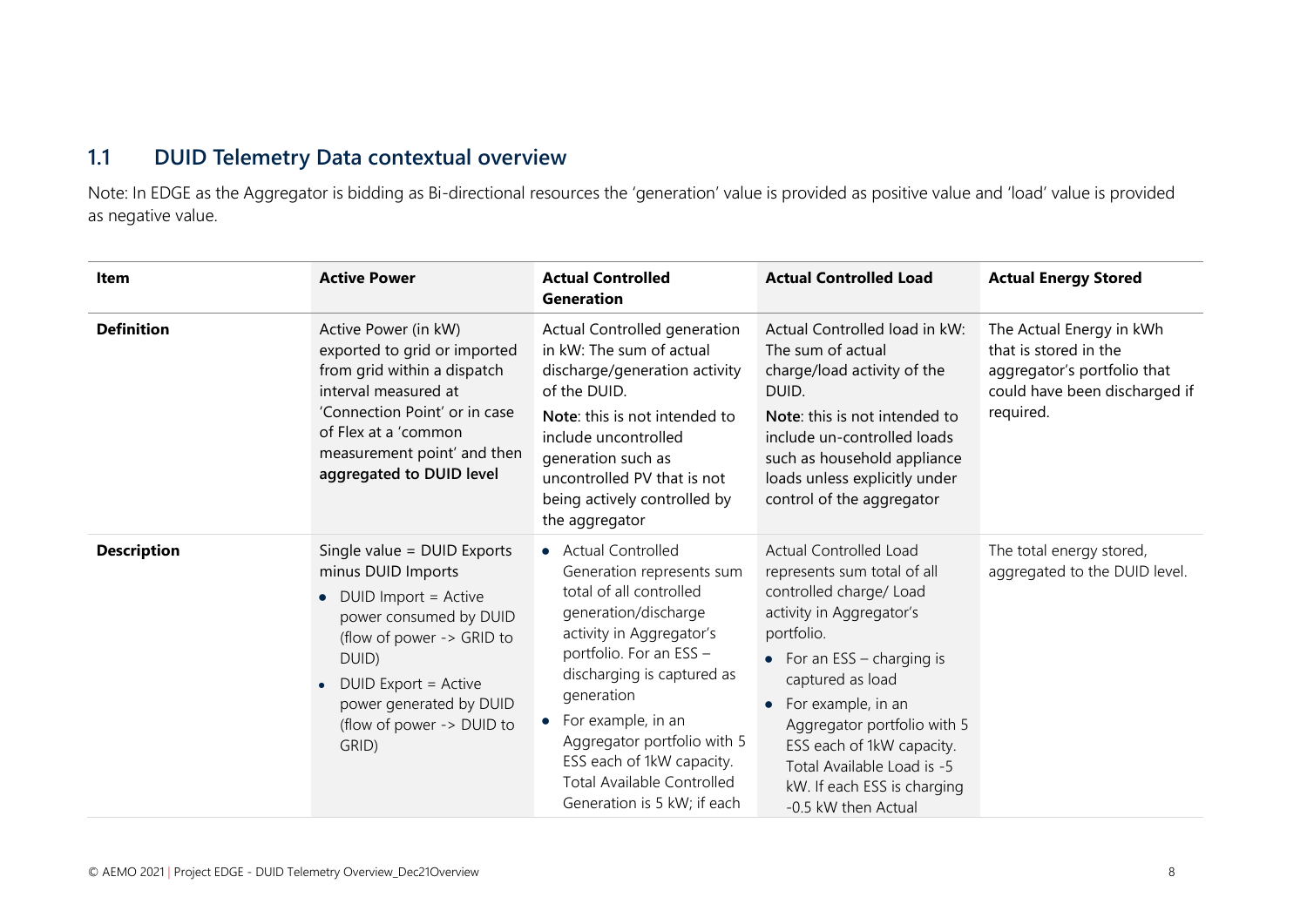## 1.1 DUID Telemetry Data contextual overview

Note: In EDGE as the Aggregator is bidding as Bi-directional resources the 'generation' value is provided as positive value and 'load' value is provided as negative value.

| Item | Active Power | Actual Controlled Generation | Actual Controlled Load | Actual Energy Stored |
|---|---|---|---|---|
| **Definition** | Active Power (in kW) exported to grid or imported from grid within a dispatch interval measured at 'Connection Point' or in case of Flex at a 'common measurement point' and then **aggregated to DUID level** | Actual Controlled generation in kW: The sum of actual discharge/generation activity of the DUID.<br>**Note**: this is not intended to include uncontrolled generation such as uncontrolled PV that is not being actively controlled by the aggregator | Actual Controlled load in kW: The sum of actual charge/load activity of the DUID.<br>**Note**: this is not intended to include un-controlled loads such as household appliance loads unless explicitly under control of the aggregator | The Actual Energy in kWh that is stored in the aggregator's portfolio that could have been discharged if required. |
| **Description** | Single value = DUID Exports minus DUID Imports<br>• DUID Import = Active power consumed by DUID (flow of power -> GRID to DUID)<br>• DUID Export = Active power generated by DUID (flow of power -> DUID to GRID) | • Actual Controlled Generation represents sum total of all controlled generation/discharge activity in Aggregator's portfolio. For an ESS – discharging is captured as generation<br>• For example, in an Aggregator portfolio with 5 ESS each of 1kW capacity. Total Available Controlled Generation is 5 kW; if each | Actual Controlled Load represents sum total of all controlled charge/ Load activity in Aggregator's portfolio.<br>• For an ESS – charging is captured as load<br>• For example, in an Aggregator portfolio with 5 ESS each of 1kW capacity. Total Available Load is -5 kW. If each ESS is charging -0.5 kW then Actual | The total energy stored, aggregated to the DUID level. |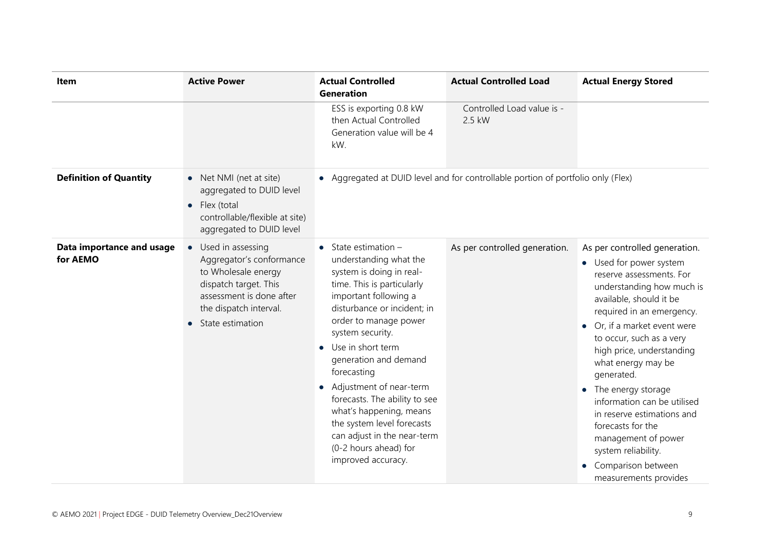| Item | Active Power | Actual Controlled Generation | Actual Controlled Load | Actual Energy Stored |
|---|---|---|---|---|
| | | ESS is exporting 0.8 kW then Actual Controlled Generation value will be 4 kW. | Controlled Load value is -2.5 kW | |
| **Definition of Quantity** | • Net NMI (net at site) aggregated to DUID level<br>• Flex (total controllable/flexible at site) aggregated to DUID level | • Aggregated at DUID level and for controllable portion of portfolio only (Flex) | | |
| **Data importance and usage for AEMO** | • Used in assessing Aggregator's conformance to Wholesale energy dispatch target. This assessment is done after the dispatch interval.<br>• State estimation | • State estimation – understanding what the system is doing in real-time. This is particularly important following a disturbance or incident; in order to manage power system security.<br>• Use in short term generation and demand forecasting<br>• Adjustment of near-term forecasts. The ability to see what's happening, means the system level forecasts can adjust in the near-term (0-2 hours ahead) for improved accuracy. | As per controlled generation. | As per controlled generation.<br>• Used for power system reserve assessments. For understanding how much is available, should it be required in an emergency.<br>• Or, if a market event were to occur, such as a very high price, understanding what energy may be generated.<br>• The energy storage information can be utilised in reserve estimations and forecasts for the management of power system reliability.<br>• Comparison between measurements provides |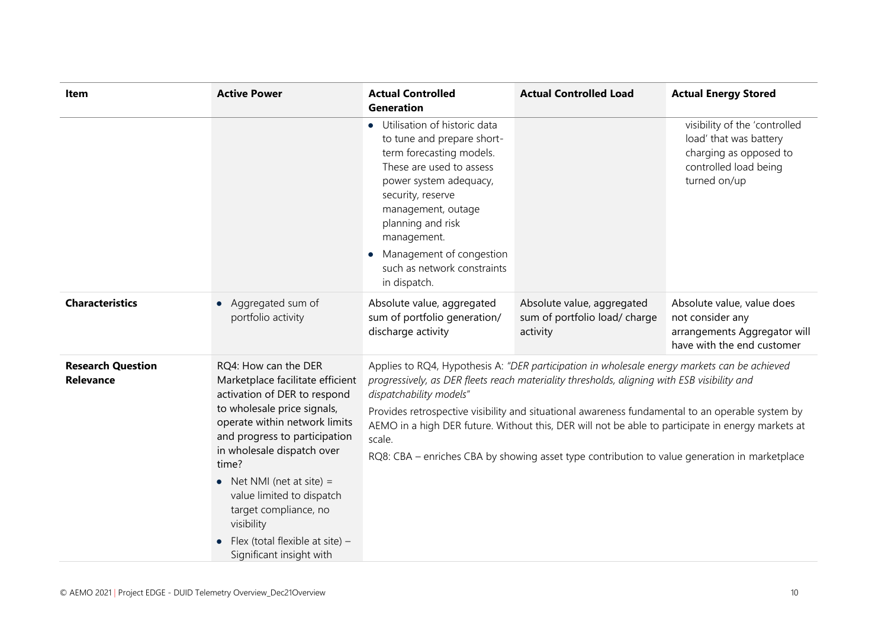| Item | Active Power | Actual Controlled Generation | Actual Controlled Load | Actual Energy Stored |
|---|---|---|---|---|
| | | • Utilisation of historic data to tune and prepare short-term forecasting models. These are used to assess power system adequacy, security, reserve management, outage planning and risk management.<br>• Management of congestion such as network constraints in dispatch. | | visibility of the 'controlled load' that was battery charging as opposed to controlled load being turned on/up |
| **Characteristics** | • Aggregated sum of portfolio activity | Absolute value, aggregated sum of portfolio generation/ discharge activity | Absolute value, aggregated sum of portfolio load/ charge activity | Absolute value, value does not consider any arrangements Aggregator will have with the end customer |
| **Research Question Relevance** | RQ4: How can the DER Marketplace facilitate efficient activation of DER to respond to wholesale price signals, operate within network limits and progress to participation in wholesale dispatch over time?<br>• Net NMI (net at site) = value limited to dispatch target compliance, no visibility<br>• Flex (total flexible at site) – Significant insight with | Applies to RQ4, Hypothesis A: *"DER participation in wholesale energy markets can be achieved progressively, as DER fleets reach materiality thresholds, aligning with ESB visibility and dispatchability models"*<br>Provides retrospective visibility and situational awareness fundamental to an operable system by AEMO in a high DER future. Without this, DER will not be able to participate in energy markets at scale.<br>RQ8: CBA – enriches CBA by showing asset type contribution to value generation in marketplace | | |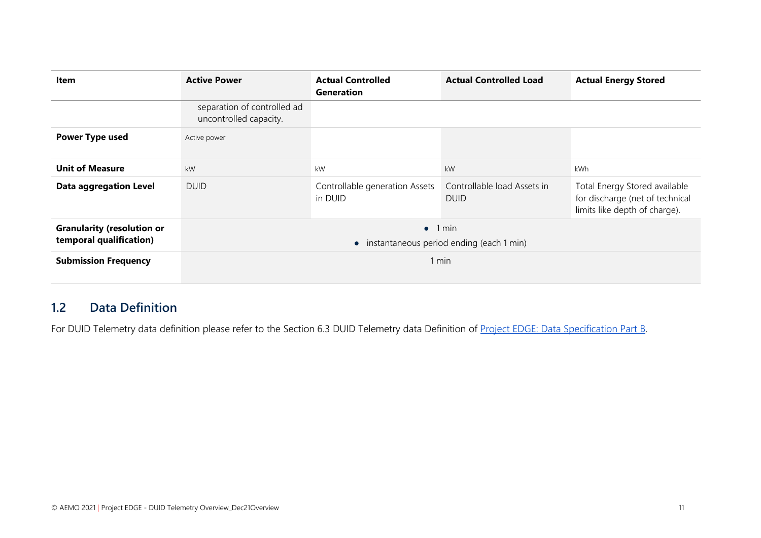| Item | Active Power | Actual Controlled Generation | Actual Controlled Load | Actual Energy Stored |
|---|---|---|---|---|
| | separation of controlled ad uncontrolled capacity. | | | |
| **Power Type used** | Active power | | | |
| **Unit of Measure** | kW | kW | kW | kWh |
| **Data aggregation Level** | DUID | Controllable generation Assets in DUID | Controllable load Assets in DUID | Total Energy Stored available for discharge (net of technical limits like depth of charge). |
| **Granularity (resolution or temporal qualification)** | • 1 min<br>• instantaneous period ending (each 1 min) | | | |
| **Submission Frequency** | 1 min | | | |

## 1.2 Data Definition

For DUID Telemetry data definition please refer to the Section 6.3 DUID Telemetry data Definition of [Project EDGE: Data Specification Part B](Project EDGE: Data Specification Part B).